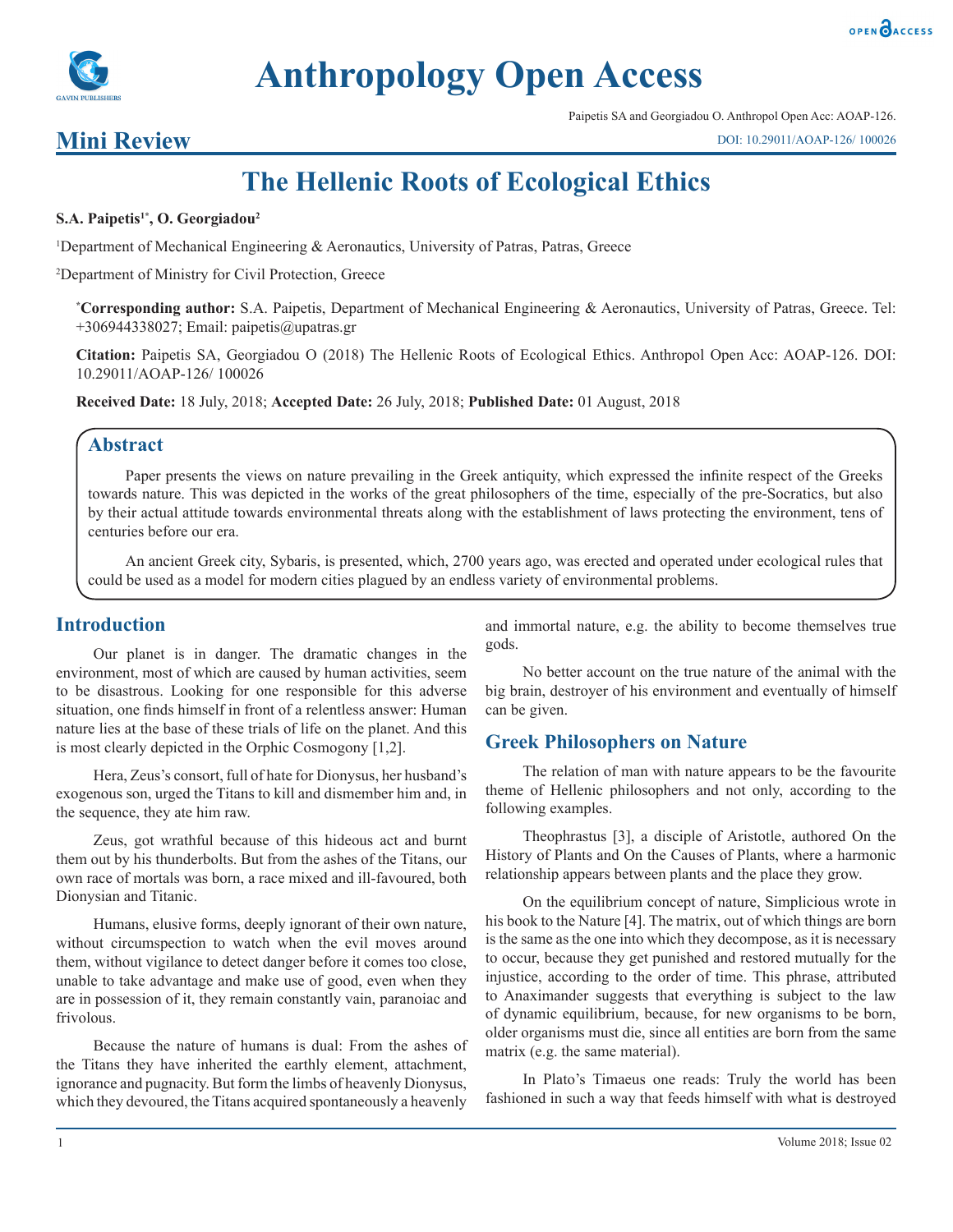# Anthropology Open Access

## Mini Review

# The Hellenic Roots of Ecological Ethics

**S.A. Paipetis[1*], O. Georgiadou[2]**

[1]Department of Mechanical Engineering & Aeronautics, University of Patras, Patras, Greece

[2]Department of Ministry for Civil Protection, Greece

**[*]Corresponding author:** S.A. Paipetis, Department of Mechanical Engineering & Aeronautics, University of Patras, Greece. Tel: +306944338027; Email: paipetis@upatras.gr

**Citation:** Paipetis SA, Georgiadou O (2018) The Hellenic Roots of Ecological Ethics. Anthropol Open Acc: AOAP-126. DOI: 10.29011/AOAP-126/ 100026

**Received Date:** 18 July, 2018; **Accepted Date:** 26 July, 2018; **Published Date:** 01 August, 2018

## Abstract

Paper presents the views on nature prevailing in the Greek antiquity, which expressed the infinite respect of the Greeks towards nature. This was depicted in the works of the great philosophers of the time, especially of the pre-Socratics, but also by their actual attitude towards environmental threats along with the establishment of laws protecting the environment, tens of centuries before our era.

An ancient Greek city, Sybaris, is presented, which, 2700 years ago, was erected and operated under ecological rules that could be used as a model for modern cities plagued by an endless variety of environmental problems.

## Introduction

Our planet is in danger. The dramatic changes in the environment, most of which are caused by human activities, seem to be disastrous. Looking for one responsible for this adverse situation, one finds himself in front of a relentless answer: Human nature lies at the base of these trials of life on the planet. And this is most clearly depicted in the Orphic Cosmogony [1,2].

Hera, Zeus's consort, full of hate for Dionysus, her husband's exogenous son, urged the Titans to kill and dismember him and, in the sequence, they ate him raw.

Zeus, got wrathful because of this hideous act and burnt them out by his thunderbolts. But from the ashes of the Titans, our own race of mortals was born, a race mixed and ill-favoured, both Dionysian and Titanic.

Humans, elusive forms, deeply ignorant of their own nature, without circumspection to watch when the evil moves around them, without vigilance to detect danger before it comes too close, unable to take advantage and make use of good, even when they are in possession of it, they remain constantly vain, paranoiac and frivolous.

Because the nature of humans is dual: From the ashes of the Titans they have inherited the earthly element, attachment, ignorance and pugnacity. But form the limbs of heavenly Dionysus, which they devoured, the Titans acquired spontaneously a heavenly and immortal nature, e.g. the ability to become themselves true gods.

No better account on the true nature of the animal with the big brain, destroyer of his environment and eventually of himself can be given.

## Greek Philosophers on Nature

The relation of man with nature appears to be the favourite theme of Hellenic philosophers and not only, according to the following examples.

Theophrastus [3], a disciple of Aristotle, authored On the History of Plants and On the Causes of Plants, where a harmonic relationship appears between plants and the place they grow.

On the equilibrium concept of nature, Simplicious wrote in his book to the Nature [4]. The matrix, out of which things are born is the same as the one into which they decompose, as it is necessary to occur, because they get punished and restored mutually for the injustice, according to the order of time. This phrase, attributed to Anaximander suggests that everything is subject to the law of dynamic equilibrium, because, for new organisms to be born, older organisms must die, since all entities are born from the same matrix (e.g. the same material).

In Plato's Timaeus one reads: Truly the world has been fashioned in such a way that feeds himself with what is destroyed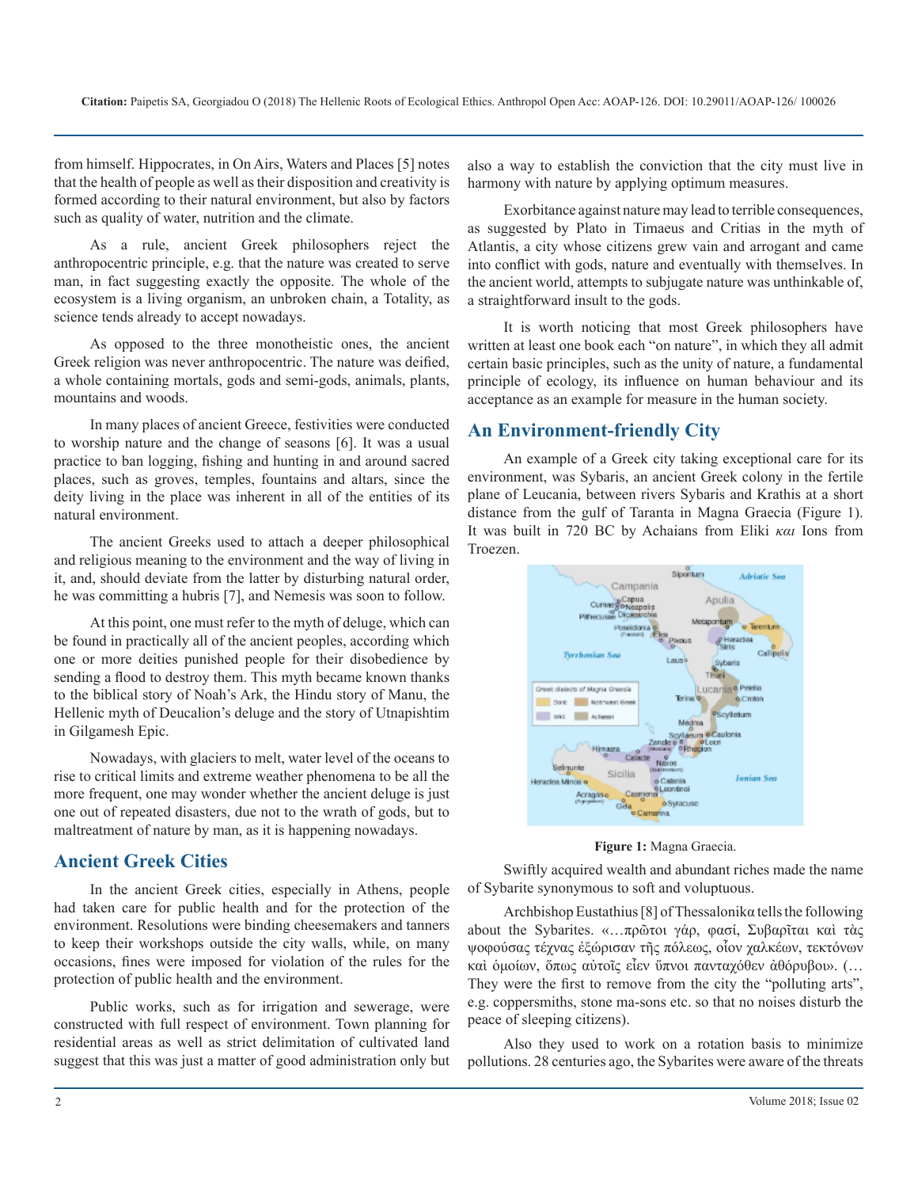from himself. Hippocrates, in On Airs, Waters and Places [5] notes that the health of people as well as their disposition and creativity is formed according to their natural environment, but also by factors such as quality of water, nutrition and the climate.

As a rule, ancient Greek philosophers reject the anthropocentric principle, e.g. that the nature was created to serve man, in fact suggesting exactly the opposite. The whole of the ecosystem is a living organism, an unbroken chain, a Totality, as science tends already to accept nowadays.

As opposed to the three monotheistic ones, the ancient Greek religion was never anthropocentric. The nature was deified, a whole containing mortals, gods and semi-gods, animals, plants, mountains and woods.

In many places of ancient Greece, festivities were conducted to worship nature and the change of seasons [6]. It was a usual practice to ban logging, fishing and hunting in and around sacred places, such as groves, temples, fountains and altars, since the deity living in the place was inherent in all of the entities of its natural environment.

The ancient Greeks used to attach a deeper philosophical and religious meaning to the environment and the way of living in it, and, should deviate from the latter by disturbing natural order, he was committing a hubris [7], and Nemesis was soon to follow.

At this point, one must refer to the myth of deluge, which can be found in practically all of the ancient peoples, according which one or more deities punished people for their disobedience by sending a flood to destroy them. This myth became known thanks to the biblical story of Noah's Ark, the Hindu story of Manu, the Hellenic myth of Deucalion's deluge and the story of Utnapishtim in Gilgamesh Epic.

Nowadays, with glaciers to melt, water level of the oceans to rise to critical limits and extreme weather phenomena to be all the more frequent, one may wonder whether the ancient deluge is just one out of repeated disasters, due not to the wrath of gods, but to maltreatment of nature by man, as it is happening nowadays.

## Ancient Greek Cities

In the ancient Greek cities, especially in Athens, people had taken care for public health and for the protection of the environment. Resolutions were binding cheesemakers and tanners to keep their workshops outside the city walls, while, on many occasions, fines were imposed for violation of the rules for the protection of public health and the environment.

Public works, such as for irrigation and sewerage, were constructed with full respect of environment. Town planning for residential areas as well as strict delimitation of cultivated land suggest that this was just a matter of good administration only but also a way to establish the conviction that the city must live in harmony with nature by applying optimum measures.

Exorbitance against nature may lead to terrible consequences, as suggested by Plato in Timaeus and Critias in the myth of Atlantis, a city whose citizens grew vain and arrogant and came into conflict with gods, nature and eventually with themselves. In the ancient world, attempts to subjugate nature was unthinkable of, a straightforward insult to the gods.

It is worth noticing that most Greek philosophers have written at least one book each "on nature", in which they all admit certain basic principles, such as the unity of nature, a fundamental principle of ecology, its influence on human behaviour and its acceptance as an example for measure in the human society.

## An Environment-friendly City

An example of a Greek city taking exceptional care for its environment, was Sybaris, an ancient Greek colony in the fertile plane of Leucania, between rivers Sybaris and Krathis at a short distance from the gulf of Taranta in Magna Graecia (Figure 1). It was built in 720 BC by Achaians from Eliki *και* Ions from Troezen.

**Figure 1:** Magna Graecia.

Swiftly acquired wealth and abundant riches made the name of Sybarite synonymous to soft and voluptuous.

Archbishop Eustathius [8] of Thessalonikα tells the following about the Sybarites. «…πρῶτοι γάρ, φασί, Συβαρῖται καὶ τὰς ψοφούσας τέχνας ἐξώρισαν τῆς πόλεως, οἷον χαλκέων, τεκτόνων καὶ ὁμοίων, ὅπως αὐτοῖς εἶεν ὕπνοι πανταχόθεν ἀθόρυβοι». (…They were the first to remove from the city the "polluting arts", e.g. coppersmiths, stone ma-sons etc. so that no noises disturb the peace of sleeping citizens).

Also they used to work on a rotation basis to minimize pollutions. 28 centuries ago, the Sybarites were aware of the threats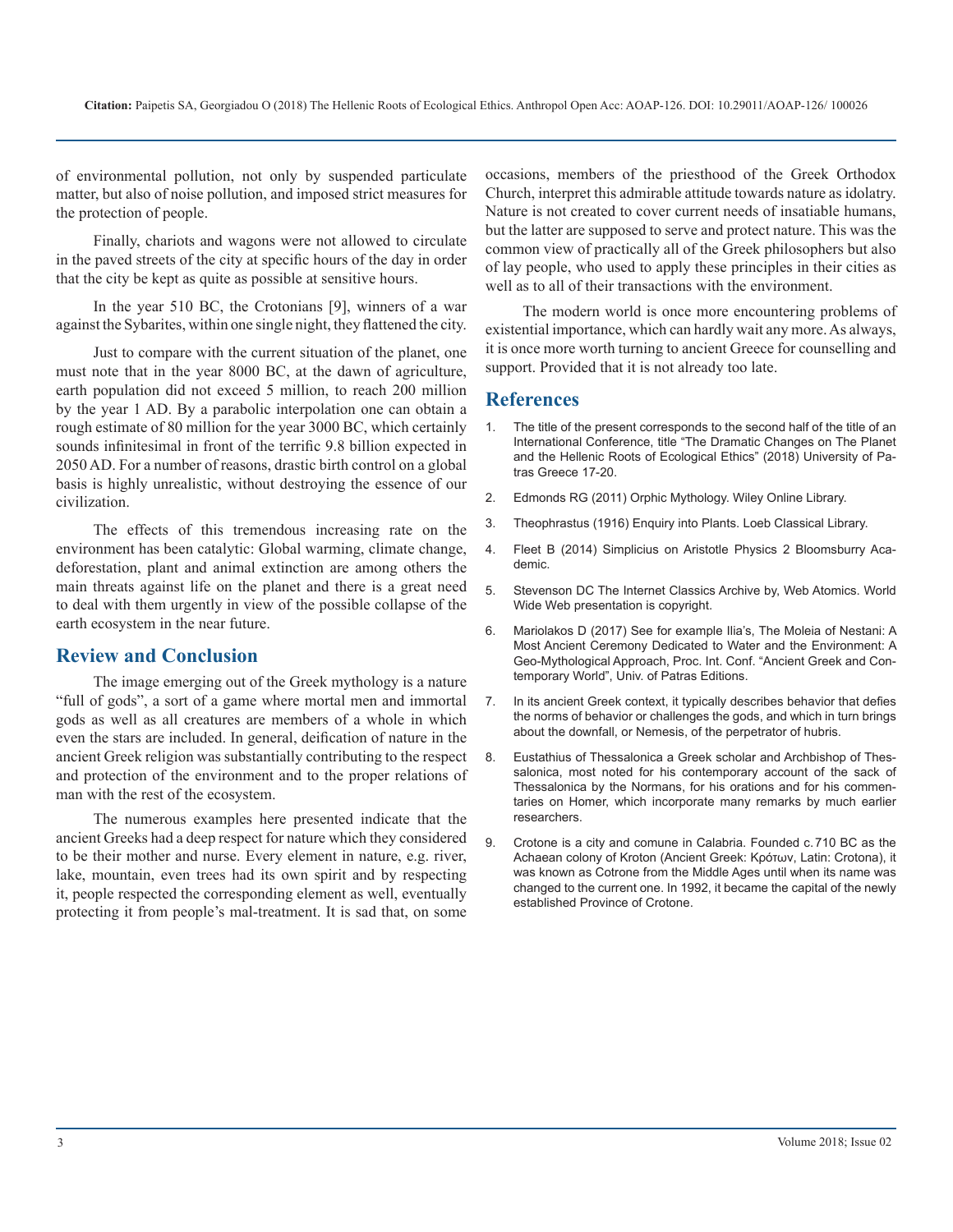of environmental pollution, not only by suspended particulate matter, but also of noise pollution, and imposed strict measures for the protection of people.

Finally, chariots and wagons were not allowed to circulate in the paved streets of the city at specific hours of the day in order that the city be kept as quite as possible at sensitive hours.

In the year 510 BC, the Crotonians [9], winners of a war against the Sybarites, within one single night, they flattened the city.

Just to compare with the current situation of the planet, one must note that in the year 8000 BC, at the dawn of agriculture, earth population did not exceed 5 million, to reach 200 million by the year 1 AD. By a parabolic interpolation one can obtain a rough estimate of 80 million for the year 3000 BC, which certainly sounds infinitesimal in front of the terrific 9.8 billion expected in 2050 AD. For a number of reasons, drastic birth control on a global basis is highly unrealistic, without destroying the essence of our civilization.

The effects of this tremendous increasing rate on the environment has been catalytic: Global warming, climate change, deforestation, plant and animal extinction are among others the main threats against life on the planet and there is a great need to deal with them urgently in view of the possible collapse of the earth ecosystem in the near future.

## Review and Conclusion

The image emerging out of the Greek mythology is a nature "full of gods", a sort of a game where mortal men and immortal gods as well as all creatures are members of a whole in which even the stars are included. In general, deification of nature in the ancient Greek religion was substantially contributing to the respect and protection of the environment and to the proper relations of man with the rest of the ecosystem.

The numerous examples here presented indicate that the ancient Greeks had a deep respect for nature which they considered to be their mother and nurse. Every element in nature, e.g. river, lake, mountain, even trees had its own spirit and by respecting it, people respected the corresponding element as well, eventually protecting it from people's mal-treatment. It is sad that, on some occasions, members of the priesthood of the Greek Orthodox Church, interpret this admirable attitude towards nature as idolatry. Nature is not created to cover current needs of insatiable humans, but the latter are supposed to serve and protect nature. This was the common view of practically all of the Greek philosophers but also of lay people, who used to apply these principles in their cities as well as to all of their transactions with the environment.

The modern world is once more encountering problems of existential importance, which can hardly wait any more. As always, it is once more worth turning to ancient Greece for counselling and support. Provided that it is not already too late.

## References

1. The title of the present corresponds to the second half of the title of an International Conference, title "The Dramatic Changes on The Planet and the Hellenic Roots of Ecological Ethics" (2018) University of Patras Greece 17-20.
2. Edmonds RG (2011) Orphic Mythology. Wiley Online Library.
3. Theophrastus (1916) Enquiry into Plants. Loeb Classical Library.
4. Fleet B (2014) Simplicius on Aristotle Physics 2 Bloomsburry Academic.
5. Stevenson DC The Internet Classics Archive by, Web Atomics. World Wide Web presentation is copyright.
6. Mariolakos D (2017) See for example Ilia's, The Moleia of Nestani: A Most Ancient Ceremony Dedicated to Water and the Environment: A Geo-Mythological Approach, Proc. Int. Conf. "Ancient Greek and Contemporary World", Univ. of Patras Editions.
7. In its ancient Greek context, it typically describes behavior that defies the norms of behavior or challenges the gods, and which in turn brings about the downfall, or Nemesis, of the perpetrator of hubris.
8. Eustathius of Thessalonica a Greek scholar and Archbishop of Thessalonica, most noted for his contemporary account of the sack of Thessalonica by the Normans, for his orations and for his commentaries on Homer, which incorporate many remarks by much earlier researchers.
9. Crotone is a city and comune in Calabria. Founded c. 710 BC as the Achaean colony of Kroton (Ancient Greek: Κρότων, Latin: Crotona), it was known as Cotrone from the Middle Ages until when its name was changed to the current one. In 1992, it became the capital of the newly established Province of Crotone.